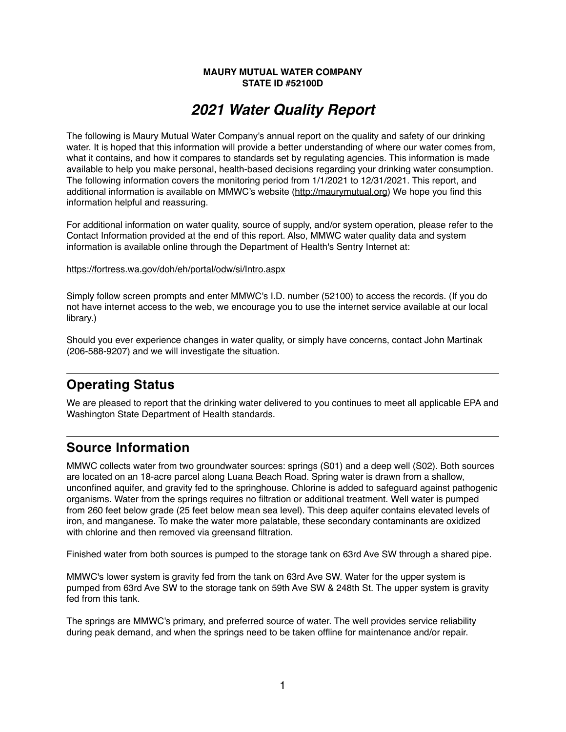**MAURY MUTUAL WATER COMPANY**
**STATE ID #52100D**

# *2021 Water Quality Report*

The following is Maury Mutual Water Company's annual report on the quality and safety of our drinking water. It is hoped that this information will provide a better understanding of where our water comes from, what it contains, and how it compares to standards set by regulating agencies. This information is made available to help you make personal, health-based decisions regarding your drinking water consumption. The following information covers the monitoring period from 1/1/2021 to 12/31/2021. This report, and additional information is available on MMWC's website (http://maurymutual.org) We hope you find this information helpful and reassuring.

For additional information on water quality, source of supply, and/or system operation, please refer to the Contact Information provided at the end of this report. Also, MMWC water quality data and system information is available online through the Department of Health's Sentry Internet at:

https://fortress.wa.gov/doh/eh/portal/odw/si/Intro.aspx

Simply follow screen prompts and enter MMWC's I.D. number (52100) to access the records. (If you do not have internet access to the web, we encourage you to use the internet service available at our local library.)

Should you ever experience changes in water quality, or simply have concerns, contact John Martinak (206-588-9207) and we will investigate the situation.

## Operating Status

We are pleased to report that the drinking water delivered to you continues to meet all applicable EPA and Washington State Department of Health standards.

## Source Information

MMWC collects water from two groundwater sources: springs (S01) and a deep well (S02). Both sources are located on an 18-acre parcel along Luana Beach Road. Spring water is drawn from a shallow, unconfined aquifer, and gravity fed to the springhouse. Chlorine is added to safeguard against pathogenic organisms. Water from the springs requires no filtration or additional treatment. Well water is pumped from 260 feet below grade (25 feet below mean sea level). This deep aquifer contains elevated levels of iron, and manganese. To make the water more palatable, these secondary contaminants are oxidized with chlorine and then removed via greensand filtration.

Finished water from both sources is pumped to the storage tank on 63rd Ave SW through a shared pipe.

MMWC's lower system is gravity fed from the tank on 63rd Ave SW. Water for the upper system is pumped from 63rd Ave SW to the storage tank on 59th Ave SW & 248th St. The upper system is gravity fed from this tank.

The springs are MMWC's primary, and preferred source of water. The well provides service reliability during peak demand, and when the springs need to be taken offline for maintenance and/or repair.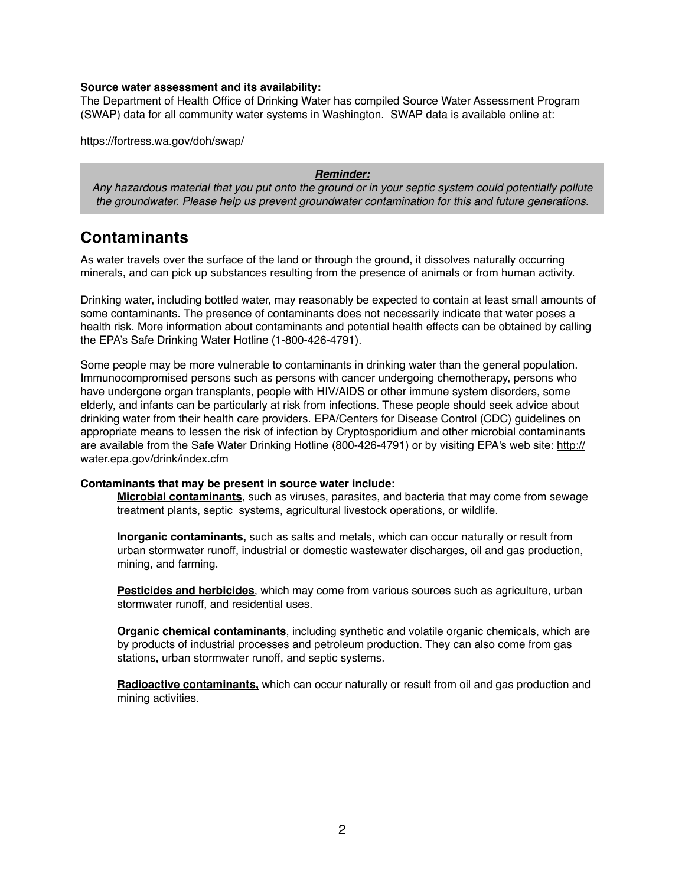**Source water assessment and its availability:**
The Department of Health Office of Drinking Water has compiled Source Water Assessment Program (SWAP) data for all community water systems in Washington. SWAP data is available online at:

https://fortress.wa.gov/doh/swap/

> ***Reminder:***
> *Any hazardous material that you put onto the ground or in your septic system could potentially pollute the groundwater. Please help us prevent groundwater contamination for this and future generations.*

---

## Contaminants

As water travels over the surface of the land or through the ground, it dissolves naturally occurring minerals, and can pick up substances resulting from the presence of animals or from human activity.

Drinking water, including bottled water, may reasonably be expected to contain at least small amounts of some contaminants. The presence of contaminants does not necessarily indicate that water poses a health risk. More information about contaminants and potential health effects can be obtained by calling the EPA's Safe Drinking Water Hotline (1-800-426-4791).

Some people may be more vulnerable to contaminants in drinking water than the general population. Immunocompromised persons such as persons with cancer undergoing chemotherapy, persons who have undergone organ transplants, people with HIV/AIDS or other immune system disorders, some elderly, and infants can be particularly at risk from infections. These people should seek advice about drinking water from their health care providers. EPA/Centers for Disease Control (CDC) guidelines on appropriate means to lessen the risk of infection by Cryptosporidium and other microbial contaminants are available from the Safe Water Drinking Hotline (800-426-4791) or by visiting EPA's web site: http://water.epa.gov/drink/index.cfm

**Contaminants that may be present in source water include:**

**Microbial contaminants**, such as viruses, parasites, and bacteria that may come from sewage treatment plants, septic systems, agricultural livestock operations, or wildlife.

**Inorganic contaminants,** such as salts and metals, which can occur naturally or result from urban stormwater runoff, industrial or domestic wastewater discharges, oil and gas production, mining, and farming.

**Pesticides and herbicides**, which may come from various sources such as agriculture, urban stormwater runoff, and residential uses.

**Organic chemical contaminants**, including synthetic and volatile organic chemicals, which are by products of industrial processes and petroleum production. They can also come from gas stations, urban stormwater runoff, and septic systems.

**Radioactive contaminants,** which can occur naturally or result from oil and gas production and mining activities.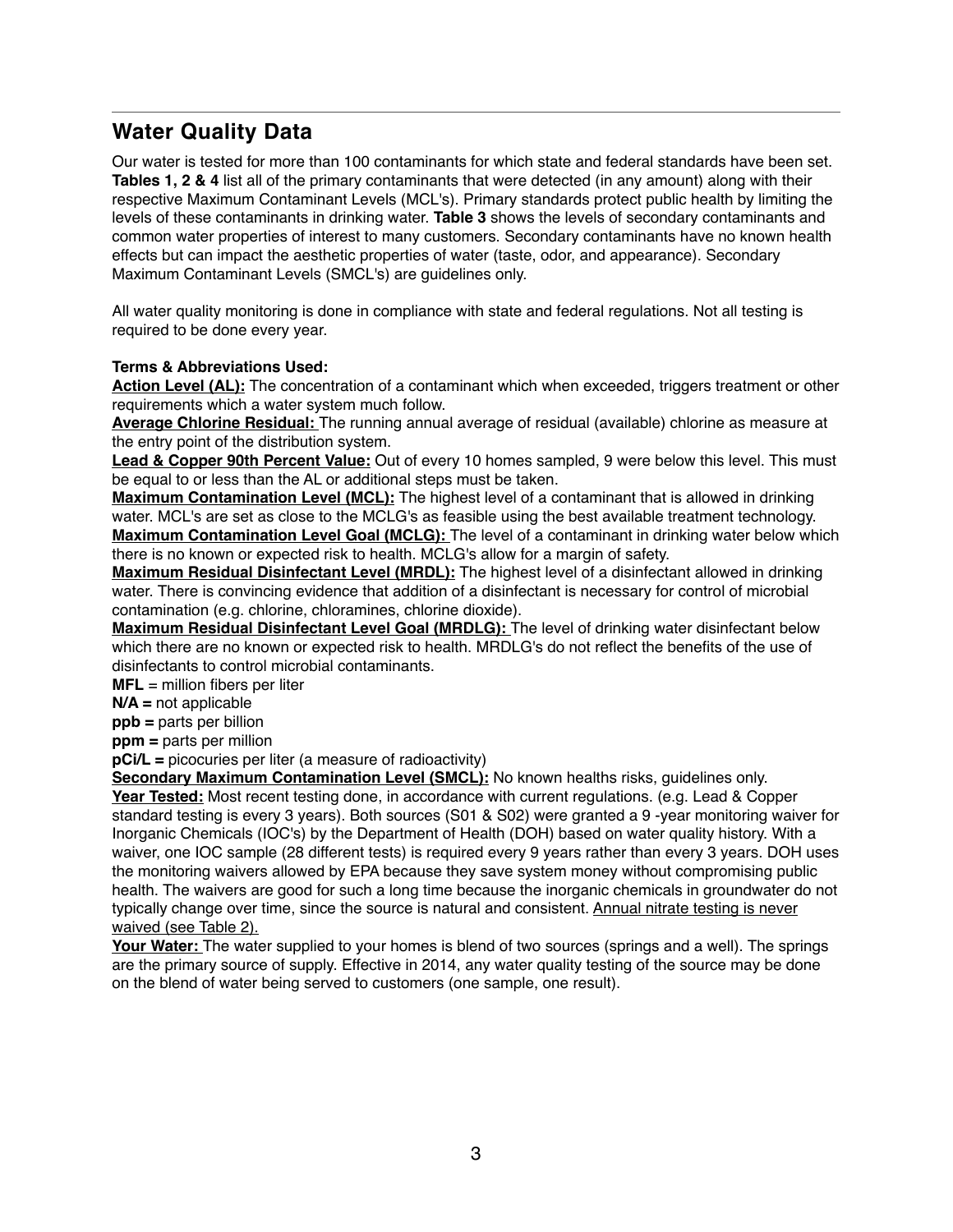## Water Quality Data

Our water is tested for more than 100 contaminants for which state and federal standards have been set. **Tables 1, 2 & 4** list all of the primary contaminants that were detected (in any amount) along with their respective Maximum Contaminant Levels (MCL's). Primary standards protect public health by limiting the levels of these contaminants in drinking water. **Table 3** shows the levels of secondary contaminants and common water properties of interest to many customers. Secondary contaminants have no known health effects but can impact the aesthetic properties of water (taste, odor, and appearance). Secondary Maximum Contaminant Levels (SMCL's) are guidelines only.

All water quality monitoring is done in compliance with state and federal regulations. Not all testing is required to be done every year.

**Terms & Abbreviations Used:**

**Action Level (AL):** The concentration of a contaminant which when exceeded, triggers treatment or other requirements which a water system much follow.

**Average Chlorine Residual:** The running annual average of residual (available) chlorine as measure at the entry point of the distribution system.

**Lead & Copper 90th Percent Value:** Out of every 10 homes sampled, 9 were below this level. This must be equal to or less than the AL or additional steps must be taken.

**Maximum Contamination Level (MCL):** The highest level of a contaminant that is allowed in drinking water. MCL's are set as close to the MCLG's as feasible using the best available treatment technology.

**Maximum Contamination Level Goal (MCLG):** The level of a contaminant in drinking water below which there is no known or expected risk to health. MCLG's allow for a margin of safety.

**Maximum Residual Disinfectant Level (MRDL):** The highest level of a disinfectant allowed in drinking water. There is convincing evidence that addition of a disinfectant is necessary for control of microbial contamination (e.g. chlorine, chloramines, chlorine dioxide).

**Maximum Residual Disinfectant Level Goal (MRDLG):** The level of drinking water disinfectant below which there are no known or expected risk to health. MRDLG's do not reflect the benefits of the use of disinfectants to control microbial contaminants.

**MFL** = million fibers per liter

**N/A =** not applicable

**ppb =** parts per billion

**ppm =** parts per million

**pCi/L =** picocuries per liter (a measure of radioactivity)

**Secondary Maximum Contamination Level (SMCL):** No known healths risks, guidelines only.

**Year Tested:** Most recent testing done, in accordance with current regulations. (e.g. Lead & Copper standard testing is every 3 years). Both sources (S01 & S02) were granted a 9 -year monitoring waiver for Inorganic Chemicals (IOC's) by the Department of Health (DOH) based on water quality history. With a waiver, one IOC sample (28 different tests) is required every 9 years rather than every 3 years. DOH uses the monitoring waivers allowed by EPA because they save system money without compromising public health. The waivers are good for such a long time because the inorganic chemicals in groundwater do not typically change over time, since the source is natural and consistent. Annual nitrate testing is never waived (see Table 2).

**Your Water:** The water supplied to your homes is blend of two sources (springs and a well). The springs are the primary source of supply. Effective in 2014, any water quality testing of the source may be done on the blend of water being served to customers (one sample, one result).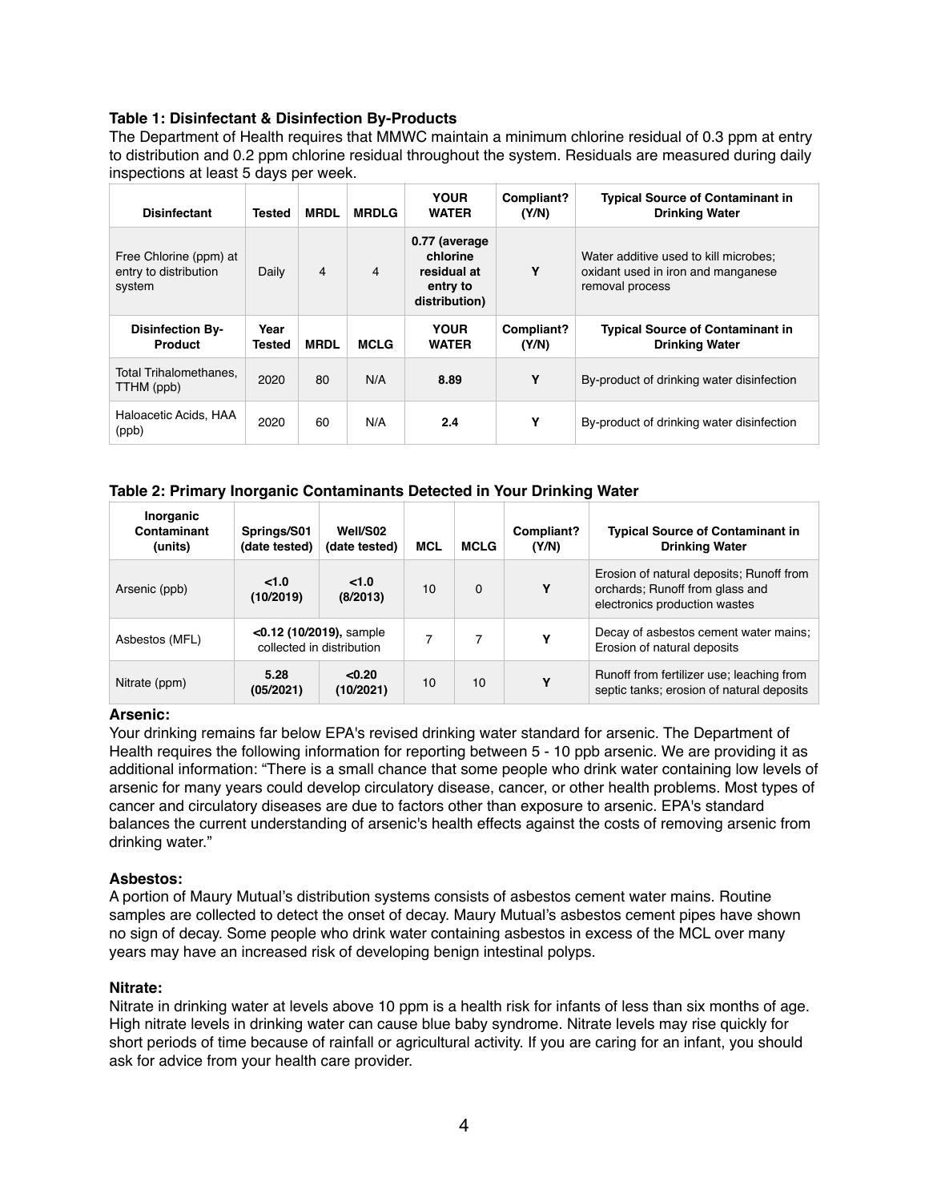**Table 1: Disinfectant & Disinfection By-Products**

The Department of Health requires that MMWC maintain a minimum chlorine residual of 0.3 ppm at entry to distribution and 0.2 ppm chlorine residual throughout the system. Residuals are measured during daily inspections at least 5 days per week.

| Disinfectant | Tested | MRDL | MRDLG | YOUR WATER | Compliant? (Y/N) | Typical Source of Contaminant in Drinking Water |
|---|---|---|---|---|---|---|
| Free Chlorine (ppm) at entry to distribution system | Daily | 4 | 4 | **0.77 (average chlorine residual at entry to distribution)** | **Y** | Water additive used to kill microbes; oxidant used in iron and manganese removal process |
| **Disinfection By-Product** | **Year Tested** | **MRDL** | **MCLG** | **YOUR WATER** | **Compliant? (Y/N)** | **Typical Source of Contaminant in Drinking Water** |
| Total Trihalomethanes, TTHM (ppb) | 2020 | 80 | N/A | **8.89** | **Y** | By-product of drinking water disinfection |
| Haloacetic Acids, HAA (ppb) | 2020 | 60 | N/A | **2.4** | **Y** | By-product of drinking water disinfection |

**Table 2: Primary Inorganic Contaminants Detected in Your Drinking Water**

| Inorganic Contaminant (units) | Springs/S01 (date tested) | Well/S02 (date tested) | MCL | MCLG | Compliant? (Y/N) | Typical Source of Contaminant in Drinking Water |
|---|---|---|---|---|---|---|
| Arsenic (ppb) | **<1.0 (10/2019)** | **<1.0 (8/2013)** | 10 | 0 | **Y** | Erosion of natural deposits; Runoff from orchards; Runoff from glass and electronics production wastes |
| Asbestos (MFL) | **<0.12 (10/2019),** sample collected in distribution | | 7 | 7 | **Y** | Decay of asbestos cement water mains; Erosion of natural deposits |
| Nitrate (ppm) | **5.28 (05/2021)** | **<0.20 (10/2021)** | 10 | 10 | **Y** | Runoff from fertilizer use; leaching from septic tanks; erosion of natural deposits |

**Arsenic:**

Your drinking remains far below EPA's revised drinking water standard for arsenic. The Department of Health requires the following information for reporting between 5 - 10 ppb arsenic. We are providing it as additional information: "There is a small chance that some people who drink water containing low levels of arsenic for many years could develop circulatory disease, cancer, or other health problems. Most types of cancer and circulatory diseases are due to factors other than exposure to arsenic. EPA's standard balances the current understanding of arsenic's health effects against the costs of removing arsenic from drinking water."

**Asbestos:**

A portion of Maury Mutual's distribution systems consists of asbestos cement water mains. Routine samples are collected to detect the onset of decay. Maury Mutual's asbestos cement pipes have shown no sign of decay. Some people who drink water containing asbestos in excess of the MCL over many years may have an increased risk of developing benign intestinal polyps.

**Nitrate:**

Nitrate in drinking water at levels above 10 ppm is a health risk for infants of less than six months of age. High nitrate levels in drinking water can cause blue baby syndrome. Nitrate levels may rise quickly for short periods of time because of rainfall or agricultural activity. If you are caring for an infant, you should ask for advice from your health care provider.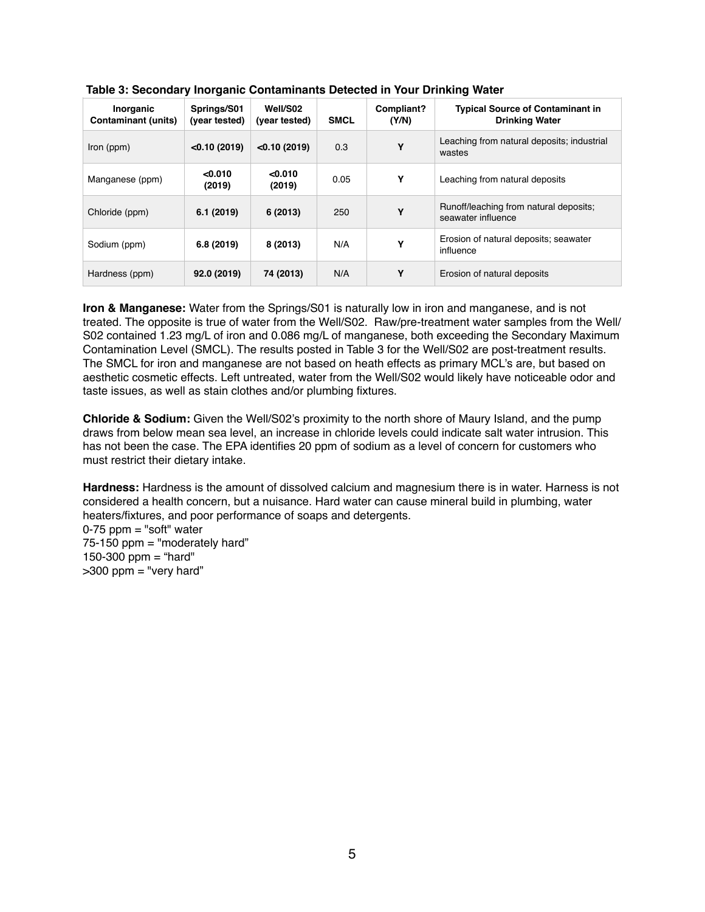**Table 3: Secondary Inorganic Contaminants Detected in Your Drinking Water**

| Inorganic Contaminant (units) | Springs/S01 (year tested) | Well/S02 (year tested) | SMCL | Compliant? (Y/N) | Typical Source of Contaminant in Drinking Water |
|---|---|---|---|---|---|
| Iron (ppm) | **<0.10 (2019)** | **<0.10 (2019)** | 0.3 | **Y** | Leaching from natural deposits; industrial wastes |
| Manganese (ppm) | **<0.010 (2019)** | **<0.010 (2019)** | 0.05 | **Y** | Leaching from natural deposits |
| Chloride (ppm) | **6.1 (2019)** | **6 (2013)** | 250 | **Y** | Runoff/leaching from natural deposits; seawater influence |
| Sodium (ppm) | **6.8 (2019)** | **8 (2013)** | N/A | **Y** | Erosion of natural deposits; seawater influence |
| Hardness (ppm) | **92.0 (2019)** | **74 (2013)** | N/A | **Y** | Erosion of natural deposits |

**Iron & Manganese:** Water from the Springs/S01 is naturally low in iron and manganese, and is not treated. The opposite is true of water from the Well/S02. Raw/pre-treatment water samples from the Well/S02 contained 1.23 mg/L of iron and 0.086 mg/L of manganese, both exceeding the Secondary Maximum Contamination Level (SMCL). The results posted in Table 3 for the Well/S02 are post-treatment results. The SMCL for iron and manganese are not based on heath effects as primary MCL's are, but based on aesthetic cosmetic effects. Left untreated, water from the Well/S02 would likely have noticeable odor and taste issues, as well as stain clothes and/or plumbing fixtures.

**Chloride & Sodium:** Given the Well/S02's proximity to the north shore of Maury Island, and the pump draws from below mean sea level, an increase in chloride levels could indicate salt water intrusion. This has not been the case. The EPA identifies 20 ppm of sodium as a level of concern for customers who must restrict their dietary intake.

**Hardness:** Hardness is the amount of dissolved calcium and magnesium there is in water. Harness is not considered a health concern, but a nuisance. Hard water can cause mineral build in plumbing, water heaters/fixtures, and poor performance of soaps and detergents.
0-75 ppm = "soft" water
75-150 ppm = "moderately hard"
150-300 ppm = "hard"
>300 ppm = "very hard"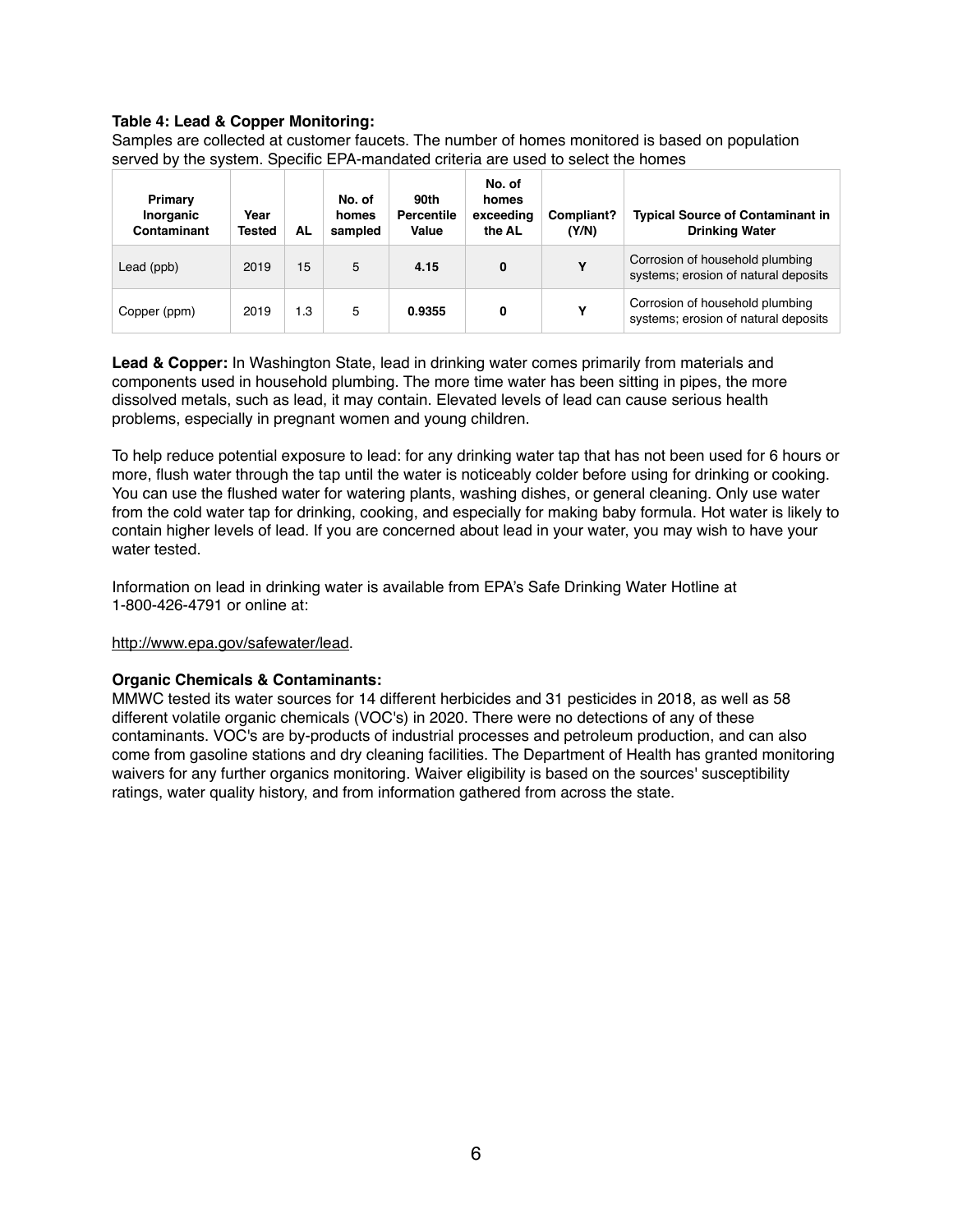**Table 4: Lead & Copper Monitoring:**
Samples are collected at customer faucets. The number of homes monitored is based on population served by the system. Specific EPA-mandated criteria are used to select the homes

| Primary Inorganic Contaminant | Year Tested | AL | No. of homes sampled | 90th Percentile Value | No. of homes exceeding the AL | Compliant? (Y/N) | Typical Source of Contaminant in Drinking Water |
|---|---|---|---|---|---|---|---|
| Lead (ppb) | 2019 | 15 | 5 | **4.15** | **0** | **Y** | Corrosion of household plumbing systems; erosion of natural deposits |
| Copper (ppm) | 2019 | 1.3 | 5 | **0.9355** | **0** | **Y** | Corrosion of household plumbing systems; erosion of natural deposits |

**Lead & Copper:** In Washington State, lead in drinking water comes primarily from materials and components used in household plumbing. The more time water has been sitting in pipes, the more dissolved metals, such as lead, it may contain. Elevated levels of lead can cause serious health problems, especially in pregnant women and young children.

To help reduce potential exposure to lead: for any drinking water tap that has not been used for 6 hours or more, flush water through the tap until the water is noticeably colder before using for drinking or cooking. You can use the flushed water for watering plants, washing dishes, or general cleaning. Only use water from the cold water tap for drinking, cooking, and especially for making baby formula. Hot water is likely to contain higher levels of lead. If you are concerned about lead in your water, you may wish to have your water tested.

Information on lead in drinking water is available from EPA's Safe Drinking Water Hotline at 1-800-426-4791 or online at:

http://www.epa.gov/safewater/lead.

**Organic Chemicals & Contaminants:**
MMWC tested its water sources for 14 different herbicides and 31 pesticides in 2018, as well as 58 different volatile organic chemicals (VOC's) in 2020. There were no detections of any of these contaminants. VOC's are by-products of industrial processes and petroleum production, and can also come from gasoline stations and dry cleaning facilities. The Department of Health has granted monitoring waivers for any further organics monitoring. Waiver eligibility is based on the sources' susceptibility ratings, water quality history, and from information gathered from across the state.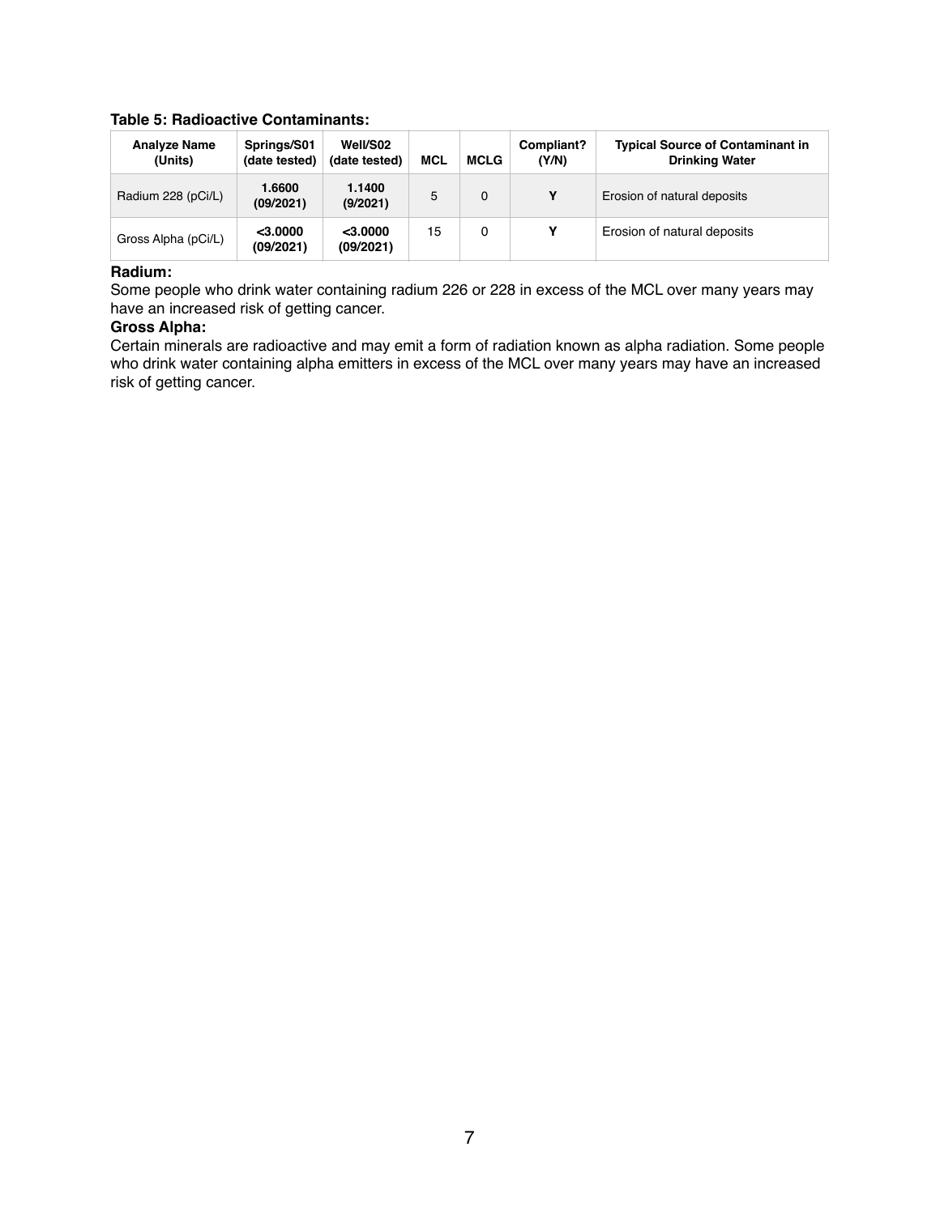**Table 5: Radioactive Contaminants:**

| Analyze Name (Units) | Springs/S01 (date tested) | Well/S02 (date tested) | MCL | MCLG | Compliant? (Y/N) | Typical Source of Contaminant in Drinking Water |
|---|---|---|---|---|---|---|
| Radium 228 (pCi/L) | **1.6600 (09/2021)** | **1.1400 (9/2021)** | 5 | 0 | **Y** | Erosion of natural deposits |
| Gross Alpha (pCi/L) | **<3.0000 (09/2021)** | **<3.0000 (09/2021)** | 15 | 0 | **Y** | Erosion of natural deposits |

**Radium:**

Some people who drink water containing radium 226 or 228 in excess of the MCL over many years may have an increased risk of getting cancer.

**Gross Alpha:**

Certain minerals are radioactive and may emit a form of radiation known as alpha radiation. Some people who drink water containing alpha emitters in excess of the MCL over many years may have an increased risk of getting cancer.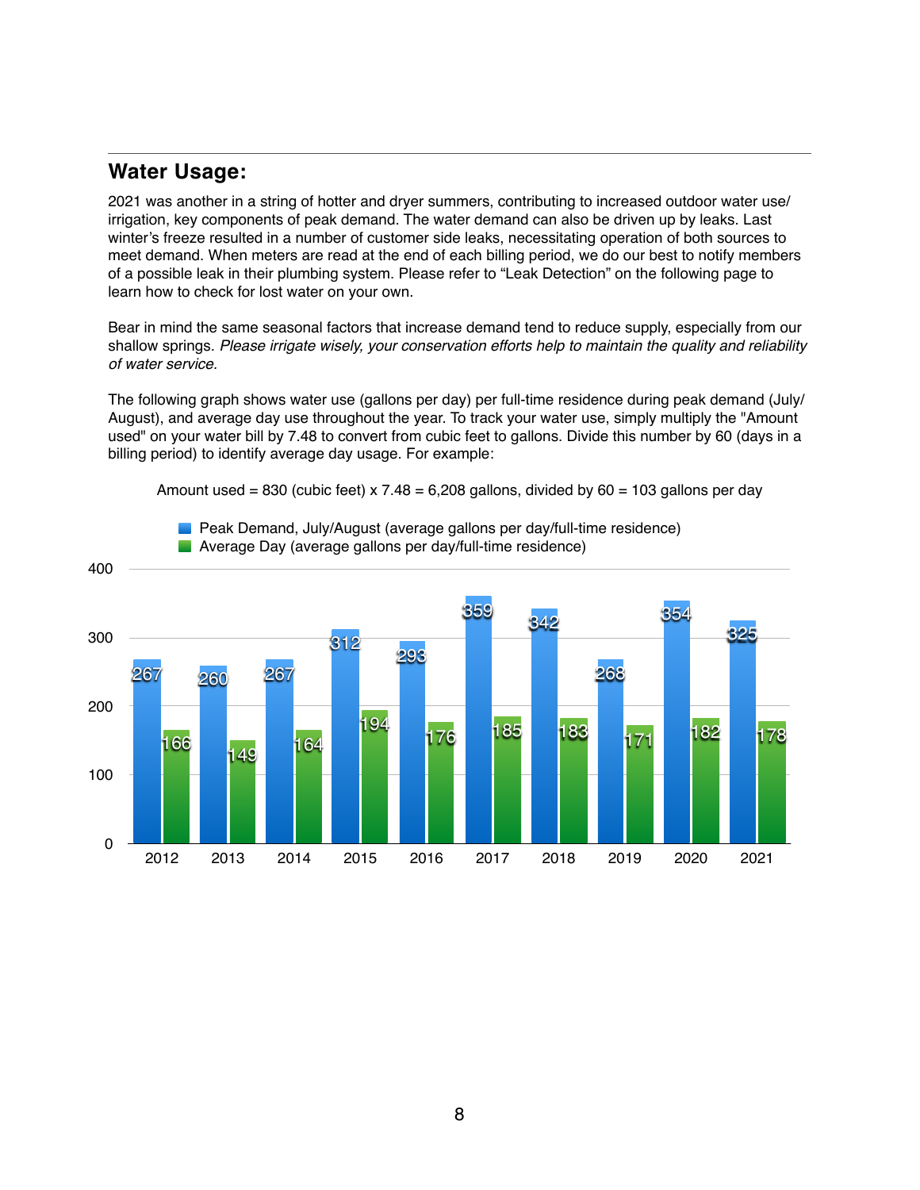## Water Usage:

2021 was another in a string of hotter and dryer summers, contributing to increased outdoor water use/ irrigation, key components of peak demand. The water demand can also be driven up by leaks. Last winter's freeze resulted in a number of customer side leaks, necessitating operation of both sources to meet demand. When meters are read at the end of each billing period, we do our best to notify members of a possible leak in their plumbing system. Please refer to "Leak Detection" on the following page to learn how to check for lost water on your own.

Bear in mind the same seasonal factors that increase demand tend to reduce supply, especially from our shallow springs. *Please irrigate wisely, your conservation efforts help to maintain the quality and reliability of water service.*

The following graph shows water use (gallons per day) per full-time residence during peak demand (July/ August), and average day use throughout the year. To track your water use, simply multiply the "Amount used" on your bill by 7.48 to convert from cubic feet to gallons. Divide this number by 60 (days in a billing period) to identify average day usage. For example:

Amount used = 830 (cubic feet) x 7.48 = 6,208 gallons, divided by 60 = 103 gallons per day

| Year | Peak Demand, July/August (average gallons per day/full-time residence) | Average Day (average gallons per day/full-time residence) |
|---|---|---|
| 2012 | 267 | 166 |
| 2013 | 260 | 149 |
| 2014 | 267 | 164 |
| 2015 | 312 | 194 |
| 2016 | 293 | 176 |
| 2017 | 359 | 185 |
| 2018 | 342 | 183 |
| 2019 | 268 | 171 |
| 2020 | 354 | 182 |
| 2021 | 325 | 178 |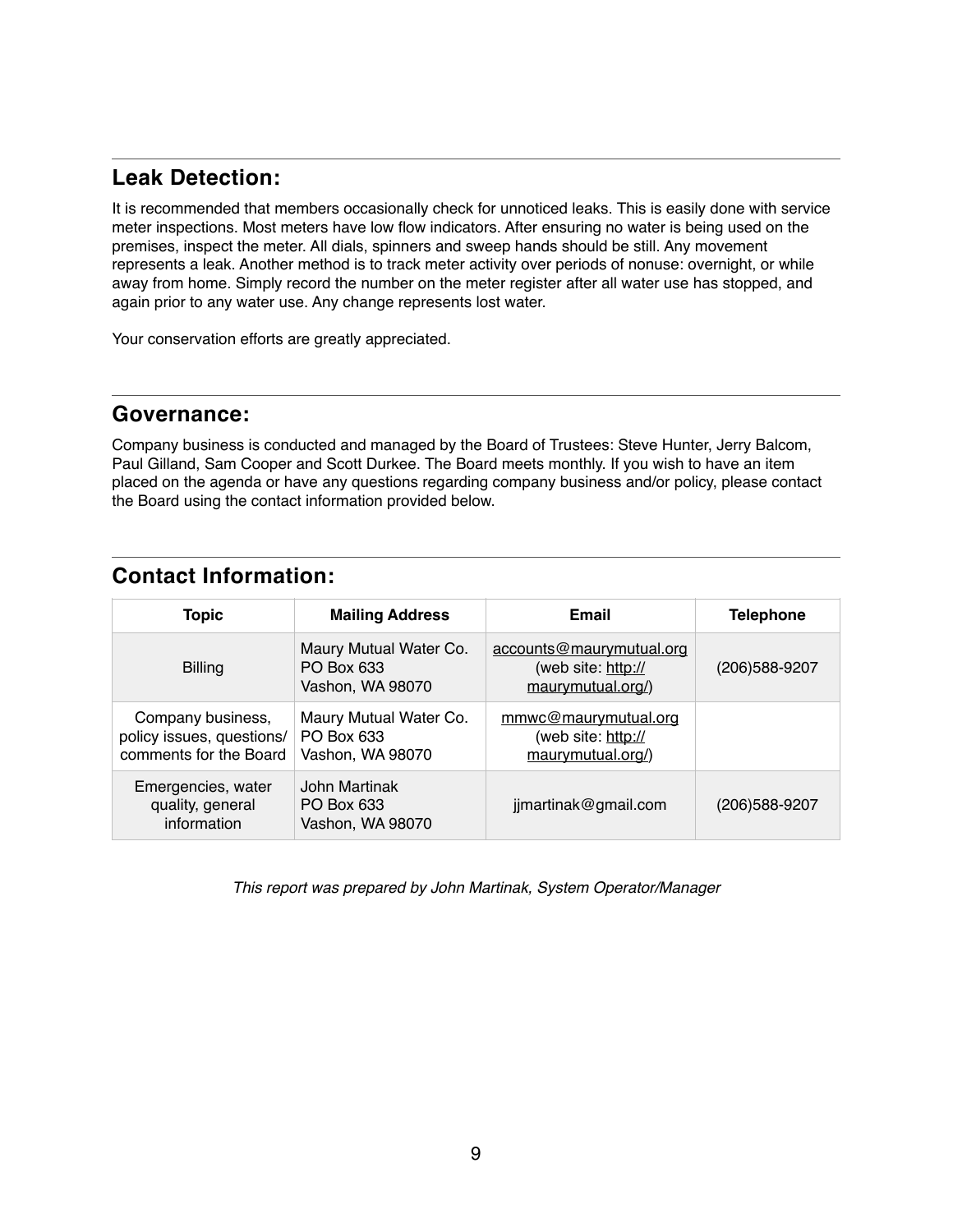## Leak Detection:

It is recommended that members occasionally check for unnoticed leaks. This is easily done with service meter inspections. Most meters have low flow indicators. After ensuring no water is being used on the premises, inspect the meter. All dials, spinners and sweep hands should be still. Any movement represents a leak. Another method is to track meter activity over periods of nonuse: overnight, or while away from home. Simply record the number on the meter register after all water use has stopped, and again prior to any water use. Any change represents lost water.

Your conservation efforts are greatly appreciated.

## Governance:

Company business is conducted and managed by the Board of Trustees: Steve Hunter, Jerry Balcom, Paul Gilland, Sam Cooper and Scott Durkee. The Board meets monthly. If you wish to have an item placed on the agenda or have any questions regarding company business and/or policy, please contact the Board using the contact information provided below.

## Contact Information:

| Topic | Mailing Address | Email | Telephone |
|---|---|---|---|
| Billing | Maury Mutual Water Co.<br>PO Box 633<br>Vashon, WA 98070 | accounts@maurymutual.org<br>(web site: http://maurymutual.org/) | (206)588-9207 |
| Company business, policy issues, questions/ comments for the Board | Maury Mutual Water Co.<br>PO Box 633<br>Vashon, WA 98070 | mmwc@maurymutual.org<br>(web site: http://maurymutual.org/) | |
| Emergencies, water quality, general information | John Martinak<br>PO Box 633<br>Vashon, WA 98070 | jjmartinak@gmail.com | (206)588-9207 |

*This report was prepared by John Martinak, System Operator/Manager*